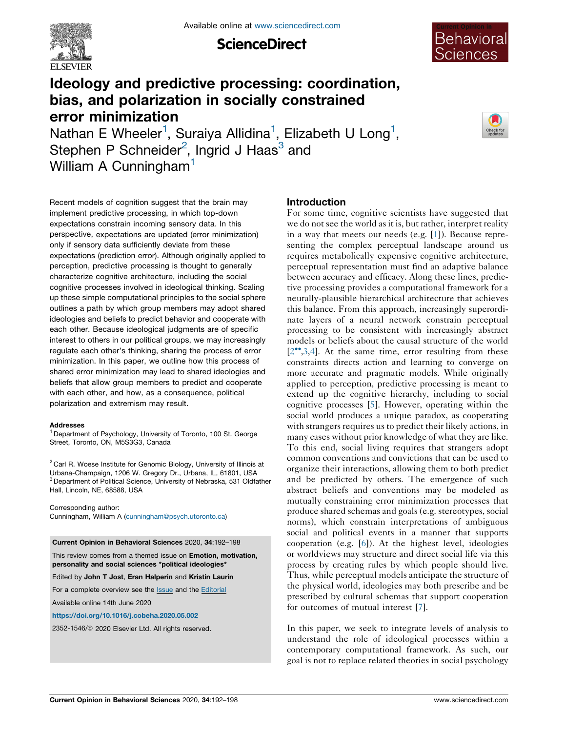# Ideology and predictive processing: coordination, bias, and polarization in socially constrained error minimization

Nathan E Wheeler[1], Suraiya Allidina[1], Elizabeth U Long[1], Stephen P Schneider[2], Ingrid J Haas[3] and William A Cunningham[1]

Recent models of cognition suggest that the brain may implement predictive processing, in which top-down expectations constrain incoming sensory data. In this perspective, expectations are updated (error minimization) only if sensory data sufficiently deviate from these expectations (prediction error). Although originally applied to perception, predictive processing is thought to generally characterize cognitive architecture, including the social cognitive processes involved in ideological thinking. Scaling up these simple computational principles to the social sphere outlines a path by which group members may adopt shared ideologies and beliefs to predict behavior and cooperate with each other. Because ideological judgments are of specific interest to others in our political groups, we may increasingly regulate each other's thinking, sharing the process of error minimization. In this paper, we outline how this process of shared error minimization may lead to shared ideologies and beliefs that allow group members to predict and cooperate with each other, and how, as a consequence, political polarization and extremism may result.

**Addresses**

[1] Department of Psychology, University of Toronto, 100 St. George Street, Toronto, ON, M5S3G3, Canada

[2] Carl R. Woese Institute for Genomic Biology, University of Illinois at Urbana-Champaign, 1206 W. Gregory Dr., Urbana, IL, 61801, USA

[3] Department of Political Science, University of Nebraska, 531 Oldfather Hall, Lincoln, NE, 68588, USA

Corresponding author:
Cunningham, William A (cunningham@psych.utoronto.ca)

**Current Opinion in Behavioral Sciences** 2020, **34**:192–198

This review comes from a themed issue on **Emotion, motivation, personality and social sciences \*political ideologies\***

Edited by **John T Jost**, **Eran Halperin** and **Kristin Laurin**

For a complete overview see the Issue and the Editorial

Available online 14th June 2020

https://doi.org/10.1016/j.cobeha.2020.05.002

2352-1546/© 2020 Elsevier Ltd. All rights reserved.

## Introduction

For some time, cognitive scientists have suggested that we do not see the world as it is, but rather, interpret reality in a way that meets our needs (e.g. [1]). Because representing the complex perceptual landscape around us requires metabolically expensive cognitive architecture, perceptual representation must find an adaptive balance between accuracy and efficacy. Along these lines, predictive processing provides a computational framework for a neurally-plausible hierarchical architecture that achieves this balance. From this approach, increasingly superordinate layers of a neural network constrain perceptual processing to be consistent with increasingly abstract models or beliefs about the causal structure of the world [2••,3,4]. At the same time, error resulting from these constraints directs action and learning to converge on more accurate and pragmatic models. While originally applied to perception, predictive processing is meant to extend up the cognitive hierarchy, including to social cognitive processes [5]. However, operating within the social world produces a unique paradox, as cooperating with strangers requires us to predict their likely actions, in many cases without prior knowledge of what they are like. To this end, social living requires that strangers adopt common conventions and convictions that can be used to organize their interactions, allowing them to both predict and be predicted by others. The emergence of such abstract beliefs and conventions may be modeled as mutually constraining error minimization processes that produce shared schemas and goals (e.g. stereotypes, social norms), which constrain interpretations of ambiguous social and political events in a manner that supports cooperation (e.g. [6]). At the highest level, ideologies or worldviews may structure and direct social life via this process by creating rules by which people should live. Thus, while perceptual models anticipate the structure of the physical world, ideologies may both prescribe and be prescribed by cultural schemas that support cooperation for outcomes of mutual interest [7].

In this paper, we seek to integrate levels of analysis to understand the role of ideological processes within a contemporary computational framework. As such, our goal is not to replace related theories in social psychology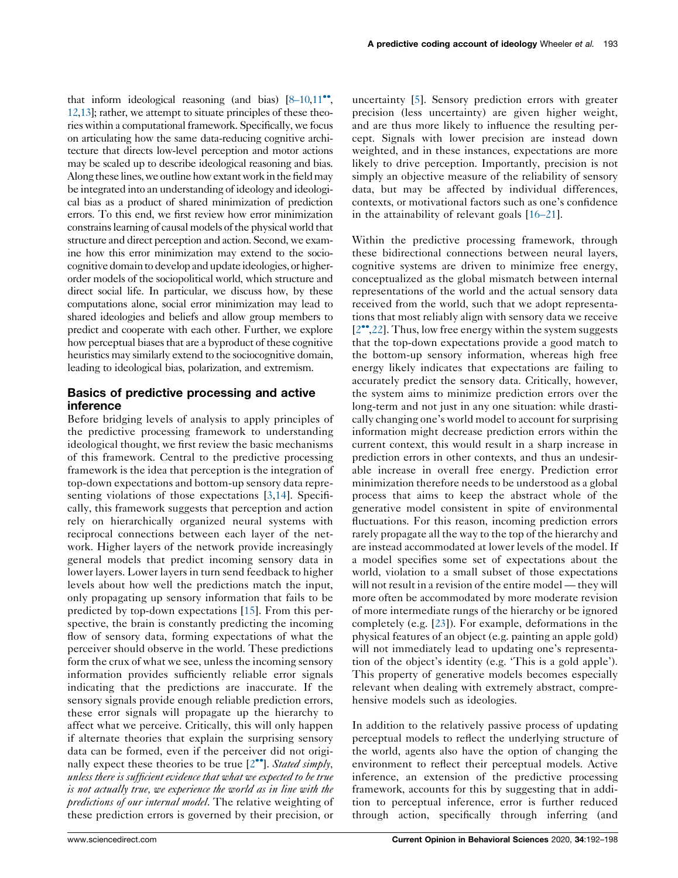that inform ideological reasoning (and bias) [8–10,11••,12,13]; rather, we attempt to situate principles of these theories within a computational framework. Specifically, we focus on articulating how the same data-reducing cognitive architecture that directs low-level perception and motor actions may be scaled up to describe ideological reasoning and bias. Along these lines, we outline how extant work in the field may be integrated into an understanding of ideology and ideological bias as a product of shared minimization of prediction errors. To this end, we first review how error minimization constrains learning of causal models of the physical world that structure and direct perception and action. Second, we examine how this error minimization may extend to the sociocognitive domain to develop and update ideologies, or higher-order models of the sociopolitical world, which structure and direct social life. In particular, we discuss how, by these computations alone, social error minimization may lead to shared ideologies and beliefs and allow group members to predict and cooperate with each other. Further, we explore how perceptual biases that are a byproduct of these cognitive heuristics may similarly extend to the sociocognitive domain, leading to ideological bias, polarization, and extremism.

## Basics of predictive processing and active inference

Before bridging levels of analysis to apply principles of the predictive processing framework to understanding ideological thought, we first review the basic mechanisms of this framework. Central to the predictive processing framework is the idea that perception is the integration of top-down expectations and bottom-up sensory data representing violations of those expectations [3,14]. Specifically, this framework suggests that perception and action rely on hierarchically organized neural systems with reciprocal connections between each layer of the network. Higher layers of the network provide increasingly general models that predict incoming sensory data in lower layers. Lower layers in turn send feedback to higher levels about how well the predictions match the input, only propagating up sensory information that fails to be predicted by top-down expectations [15]. From this perspective, the brain is constantly predicting the incoming flow of sensory data, forming expectations of what the perceiver should observe in the world. These predictions form the crux of what we see, unless the incoming sensory information provides sufficiently reliable error signals indicating that the predictions are inaccurate. If the sensory signals provide enough reliable prediction errors, these error signals will propagate up the hierarchy to affect what we perceive. Critically, this will only happen if alternate theories that explain the surprising sensory data can be formed, even if the perceiver did not originally expect these theories to be true [2••]. *Stated simply, unless there is sufficient evidence that what we expected to be true is not actually true, we experience the world as in line with the predictions of our internal model.* The relative weighting of these prediction errors is governed by their precision, or uncertainty [5]. Sensory prediction errors with greater precision (less uncertainty) are given higher weight, and are thus more likely to influence the resulting percept. Signals with lower precision are instead down weighted, and in these instances, expectations are more likely to drive perception. Importantly, precision is not simply an objective measure of the reliability of sensory data, but may be affected by individual differences, contexts, or motivational factors such as one's confidence in the attainability of relevant goals [16–21].

Within the predictive processing framework, through these bidirectional connections between neural layers, cognitive systems are driven to minimize free energy, conceptualized as the global mismatch between internal representations of the world and the actual sensory data received from the world, such that we adopt representations that most reliably align with sensory data we receive [2••,22]. Thus, low free energy within the system suggests that the top-down expectations provide a good match to the bottom-up sensory information, whereas high free energy likely indicates that expectations are failing to accurately predict the sensory data. Critically, however, the system aims to minimize prediction errors over the long-term and not just in any one situation: while drastically changing one's world model to account for surprising information might decrease prediction errors within the current context, this would result in a sharp increase in prediction errors in other contexts, and thus an undesirable increase in overall free energy. Prediction error minimization therefore needs to be understood as a global process that aims to keep the abstract whole of the generative model consistent in spite of environmental fluctuations. For this reason, incoming prediction errors rarely propagate all the way to the top of the hierarchy and are instead accommodated at lower levels of the model. If a model specifies some set of expectations about the world, violation to a small subset of those expectations will not result in a revision of the entire model — they will more often be accommodated by more moderate revision of more intermediate rungs of the hierarchy or be ignored completely (e.g. [23]). For example, deformations in the physical features of an object (e.g. painting an apple gold) will not immediately lead to updating one's representation of the object's identity (e.g. 'This is a gold apple'). This property of generative models becomes especially relevant when dealing with extremely abstract, comprehensive models such as ideologies.

In addition to the relatively passive process of updating perceptual models to reflect the underlying structure of the world, agents also have the option of changing the environment to reflect their perceptual models. Active inference, an extension of the predictive processing framework, accounts for this by suggesting that in addition to perceptual inference, error is further reduced through action, specifically through inferring (and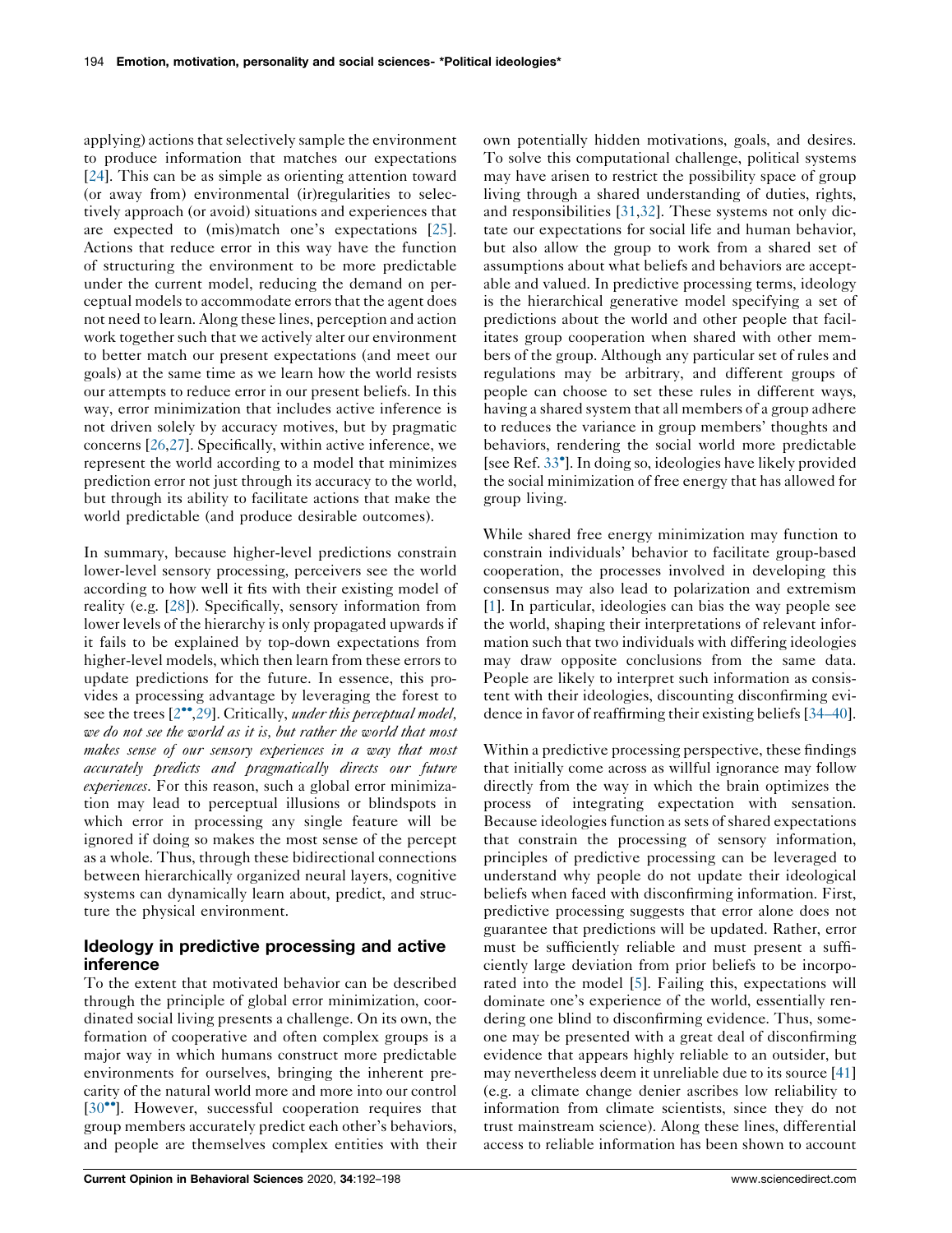applying) actions that selectively sample the environment to produce information that matches our expectations [24]. This can be as simple as orienting attention toward (or away from) environmental (ir)regularities to selectively approach (or avoid) situations and experiences that are expected to (mis)match one's expectations [25]. Actions that reduce error in this way have the function of structuring the environment to be more predictable under the current model, reducing the demand on perceptual models to accommodate errors that the agent does not need to learn. Along these lines, perception and action work together such that we actively alter our environment to better match our present expectations (and meet our goals) at the same time as we learn how the world resists our attempts to reduce error in our present beliefs. In this way, error minimization that includes active inference is not driven solely by accuracy motives, but by pragmatic concerns [26,27]. Specifically, within active inference, we represent the world according to a model that minimizes prediction error not just through its accuracy to the world, but through its ability to facilitate actions that make the world predictable (and produce desirable outcomes).

In summary, because higher-level predictions constrain lower-level sensory processing, perceivers see the world according to how well it fits with their existing model of reality (e.g. [28]). Specifically, sensory information from lower levels of the hierarchy is only propagated upwards if it fails to be explained by top-down expectations from higher-level models, which then learn from these errors to update predictions for the future. In essence, this provides a processing advantage by leveraging the forest to see the trees [2••,29]. Critically, *under this perceptual model, we do not see the world as it is, but rather the world that most makes sense of our sensory experiences in a way that most accurately predicts and pragmatically directs our future experiences*. For this reason, such a global error minimization may lead to perceptual illusions or blindspots in which error in processing any single feature will be ignored if doing so makes the most sense of the percept as a whole. Thus, through these bidirectional connections between hierarchically organized neural layers, cognitive systems can dynamically learn about, predict, and structure the physical environment.

## Ideology in predictive processing and active inference

To the extent that motivated behavior can be described through the principle of global error minimization, coordinated social living presents a challenge. On its own, the formation of cooperative and often complex groups is a major way in which humans construct more predictable environments for ourselves, bringing the inherent precarity of the natural world more and more into our control [30••]. However, successful cooperation requires that group members accurately predict each other's behaviors, and people are themselves complex entities with their own potentially hidden motivations, goals, and desires. To solve this computational challenge, political systems may have arisen to restrict the possibility space of group living through a shared understanding of duties, rights, and responsibilities [31,32]. These systems not only dictate our expectations for social life and human behavior, but also allow the group to work from a shared set of assumptions about what beliefs and behaviors are acceptable and valued. In predictive processing terms, ideology is the hierarchical generative model specifying a set of predictions about the world and other people that facilitates group cooperation when shared with other members of the group. Although any particular set of rules and regulations may be arbitrary, and different groups of people can choose to set these rules in different ways, having a shared system that all members of a group adhere to reduces the variance in group members' thoughts and behaviors, rendering the social world more predictable [see Ref. 33•]. In doing so, ideologies have likely provided the social minimization of free energy that has allowed for group living.

While shared free energy minimization may function to constrain individuals' behavior to facilitate group-based cooperation, the processes involved in developing this consensus may also lead to polarization and extremism [1]. In particular, ideologies can bias the way people see the world, shaping their interpretations of relevant information such that two individuals with differing ideologies may draw opposite conclusions from the same data. People are likely to interpret such information as consistent with their ideologies, discounting disconfirming evidence in favor of reaffirming their existing beliefs [34–40].

Within a predictive processing perspective, these findings that initially come across as willful ignorance may follow directly from the way in which the brain optimizes the process of integrating expectation with sensation. Because ideologies function as sets of shared expectations that constrain the processing of sensory information, principles of predictive processing can be leveraged to understand why people do not update their ideological beliefs when faced with disconfirming information. First, predictive processing suggests that error alone does not guarantee that predictions will be updated. Rather, error must be sufficiently reliable and must present a sufficiently large deviation from prior beliefs to be incorporated into the model [5]. Failing this, expectations will dominate one's experience of the world, essentially rendering one blind to disconfirming evidence. Thus, someone may be presented with a great deal of disconfirming evidence that appears highly reliable to an outsider, but may nevertheless deem it unreliable due to its source [41] (e.g. a climate change denier ascribes low reliability to information from climate scientists, since they do not trust mainstream science). Along these lines, differential access to reliable information has been shown to account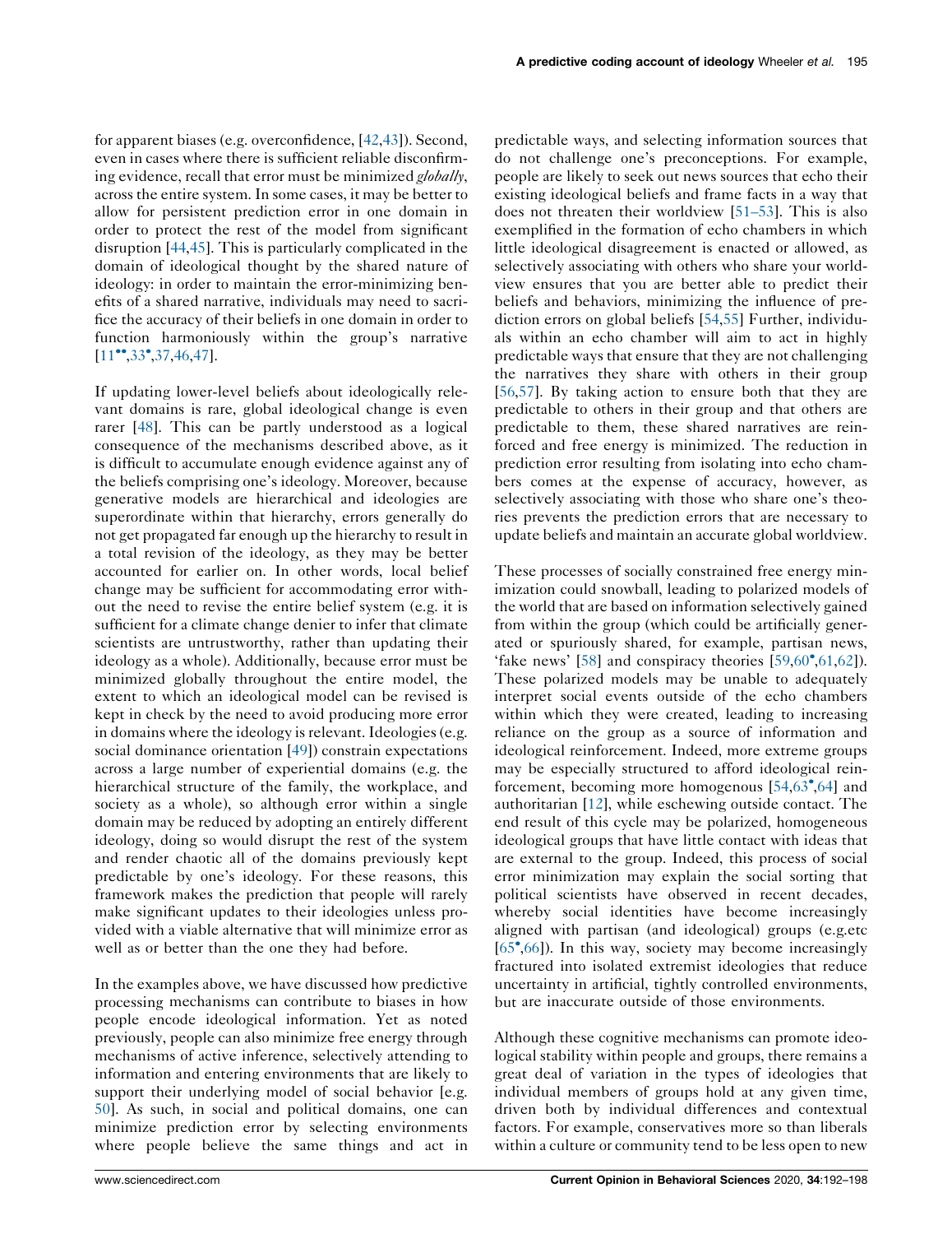for apparent biases (e.g. overconfidence, [42,43]). Second, even in cases where there is sufficient reliable disconfirming evidence, recall that error must be minimized *globally*, across the entire system. In some cases, it may be better to allow for persistent prediction error in one domain in order to protect the rest of the model from significant disruption [44,45]. This is particularly complicated in the domain of ideological thought by the shared nature of ideology: in order to maintain the error-minimizing benefits of a shared narrative, individuals may need to sacrifice the accuracy of their beliefs in one domain in order to function harmoniously within the group's narrative [11••,33•,37,46,47].

If updating lower-level beliefs about ideologically relevant domains is rare, global ideological change is even rarer [48]. This can be partly understood as a logical consequence of the mechanisms described above, as it is difficult to accumulate enough evidence against any of the beliefs comprising one's ideology. Moreover, because generative models are hierarchical and ideologies are superordinate within that hierarchy, errors generally do not get propagated far enough up the hierarchy to result in a total revision of the ideology, as they may be better accounted for earlier on. In other words, local belief change may be sufficient for accommodating error without the need to revise the entire belief system (e.g. it is sufficient for a climate change denier to infer that climate scientists are untrustworthy, rather than updating their ideology as a whole). Additionally, because error must be minimized globally throughout the entire model, the extent to which an ideological model can be revised is kept in check by the need to avoid producing more error in domains where the ideology is relevant. Ideologies (e.g. social dominance orientation [49]) constrain expectations across a large number of experiential domains (e.g. the hierarchical structure of the family, the workplace, and society as a whole), so although error within a single domain may be reduced by adopting an entirely different ideology, doing so would disrupt the rest of the system and render chaotic all of the domains previously kept predictable by one's ideology. For these reasons, this framework makes the prediction that people will rarely make significant updates to their ideologies unless provided with a viable alternative that will minimize error as well as or better than the one they had before.

In the examples above, we have discussed how predictive processing mechanisms can contribute to biases in how people encode ideological information. Yet as noted previously, people can also minimize free energy through mechanisms of active inference, selectively attending to information and entering environments that are likely to support their underlying model of social behavior [e.g. 50]. As such, in social and political domains, one can minimize prediction error by selecting environments where people believe the same things and act in predictable ways, and selecting information sources that do not challenge one's preconceptions. For example, people are likely to seek out news sources that echo their existing ideological beliefs and frame facts in a way that does not threaten their worldview [51–53]. This is also exemplified in the formation of echo chambers in which little ideological disagreement is enacted or allowed, as selectively associating with others who share your worldview ensures that you are better able to predict their beliefs and behaviors, minimizing the influence of prediction errors on global beliefs [54,55] Further, individuals within an echo chamber will aim to act in highly predictable ways that ensure that they are not challenging the narratives they share with others in their group [56,57]. By taking action to ensure both that they are predictable to others in their group and that others are predictable to them, these shared narratives are reinforced and free energy is minimized. The reduction in prediction error resulting from isolating into echo chambers comes at the expense of accuracy, however, as selectively associating with those who share one's theories prevents the prediction errors that are necessary to update beliefs and maintain an accurate global worldview.

These processes of socially constrained free energy minimization could snowball, leading to polarized models of the world that are based on information selectively gained from within the group (which could be artificially generated or spuriously shared, for example, partisan news, 'fake news' [58] and conspiracy theories [59,60•,61,62]). These polarized models may be unable to adequately interpret social events outside of the echo chambers within which they were created, leading to increasing reliance on the group as a source of information and ideological reinforcement. Indeed, more extreme groups may be especially structured to afford ideological reinforcement, becoming more homogenous [54,63•,64] and authoritarian [12], while eschewing outside contact. The end result of this cycle may be polarized, homogeneous ideological groups that have little contact with ideas that are external to the group. Indeed, this process of social error minimization may explain the social sorting that political scientists have observed in recent decades, whereby social identities have become increasingly aligned with partisan (and ideological) groups (e.g.etc [65•,66]). In this way, society may become increasingly fractured into isolated extremist ideologies that reduce uncertainty in artificial, tightly controlled environments, but are inaccurate outside of those environments.

Although these cognitive mechanisms can promote ideological stability within people and groups, there remains a great deal of variation in the types of ideologies that individual members of groups hold at any given time, driven both by individual differences and contextual factors. For example, conservatives more so than liberals within a culture or community tend to be less open to new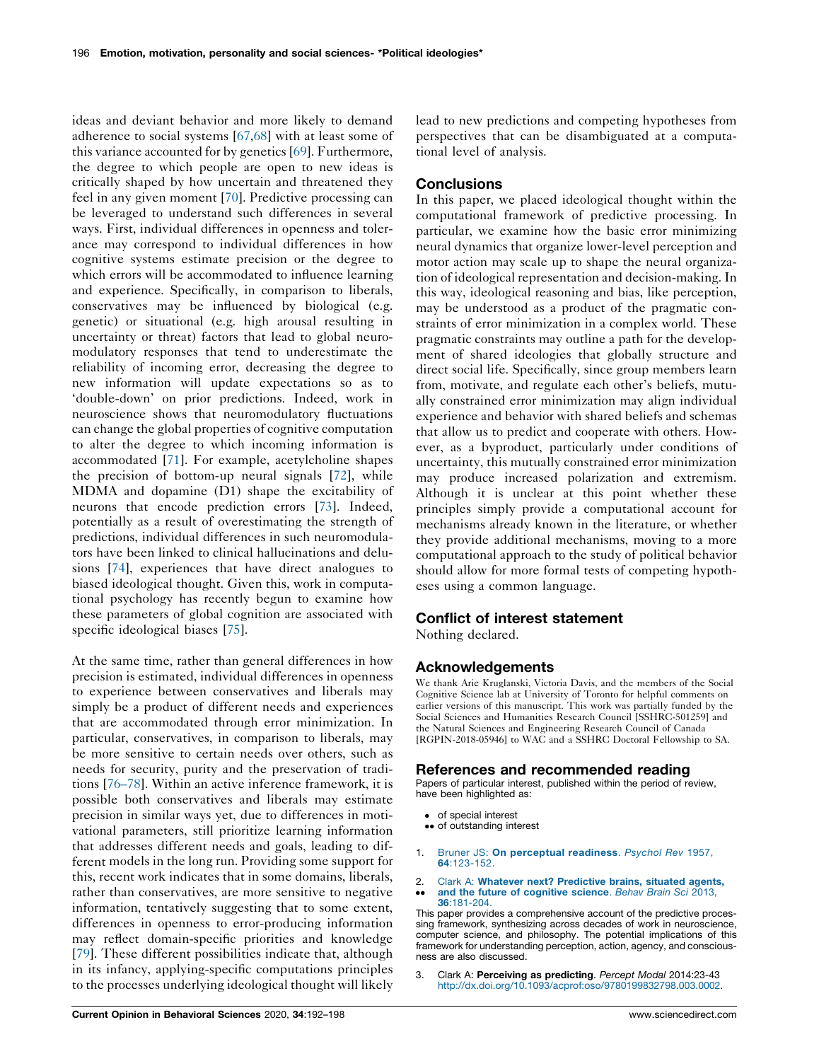ideas and deviant behavior and more likely to demand adherence to social systems [67,68] with at least some of this variance accounted for by genetics [69]. Furthermore, the degree to which people are open to new ideas is critically shaped by how uncertain and threatened they feel in any given moment [70]. Predictive processing can be leveraged to understand such differences in several ways. First, individual differences in openness and tolerance may correspond to individual differences in how cognitive systems estimate precision or the degree to which errors will be accommodated to influence learning and experience. Specifically, in comparison to liberals, conservatives may be influenced by biological (e.g. genetic) or situational (e.g. high arousal resulting in uncertainty or threat) factors that lead to global neuromodulatory responses that tend to underestimate the reliability of incoming error, decreasing the degree to new information will update expectations so as to 'double-down' on prior predictions. Indeed, work in neuroscience shows that neuromodulatory fluctuations can change the global properties of cognitive computation to alter the degree to which incoming information is accommodated [71]. For example, acetylcholine shapes the precision of bottom-up neural signals [72], while MDMA and dopamine (D1) shape the excitability of neurons that encode prediction errors [73]. Indeed, potentially as a result of overestimating the strength of predictions, individual differences in such neuromodulators have been linked to clinical hallucinations and delusions [74], experiences that have direct analogues to biased ideological thought. Given this, work in computational psychology has recently begun to examine how these parameters of global cognition are associated with specific ideological biases [75].

At the same time, rather than general differences in how precision is estimated, individual differences in openness to experience between conservatives and liberals may simply be a product of different needs and experiences that are accommodated through error minimization. In particular, conservatives, in comparison to liberals, may be more sensitive to certain needs over others, such as needs for security, purity and the preservation of traditions [76–78]. Within an active inference framework, it is possible both conservatives and liberals may estimate precision in similar ways yet, due to differences in motivational parameters, still prioritize learning information that addresses different needs and goals, leading to different models in the long run. Providing some support for this, recent work indicates that in some domains, liberals, rather than conservatives, are more sensitive to negative information, tentatively suggesting that to some extent, differences in openness to error-producing information may reflect domain-specific priorities and knowledge [79]. These different possibilities indicate that, although in its infancy, applying-specific computations principles to the processes underlying ideological thought will likely lead to new predictions and competing hypotheses from perspectives that can be disambiguated at a computational level of analysis.

## Conclusions

In this paper, we placed ideological thought within the computational framework of predictive processing. In particular, we examine how the basic error minimizing neural dynamics that organize lower-level perception and motor action may scale up to shape the neural organization of ideological representation and decision-making. In this way, ideological reasoning and bias, like perception, may be understood as a product of the pragmatic constraints of error minimization in a complex world. These pragmatic constraints may outline a path for the development of shared ideologies that globally structure and direct social life. Specifically, since group members learn from, motivate, and regulate each other's beliefs, mutually constrained error minimization may align individual experience and behavior with shared beliefs and schemas that allow us to predict and cooperate with others. However, as a byproduct, particularly under conditions of uncertainty, this mutually constrained error minimization may produce increased polarization and extremism. Although it is unclear at this point whether these principles simply provide a computational account for mechanisms already known in the literature, or whether they provide additional mechanisms, moving to a more computational approach to the study of political behavior should allow for more formal tests of competing hypotheses using a common language.

## Conflict of interest statement

Nothing declared.

## Acknowledgements

We thank Arie Kruglanski, Victoria Davis, and the members of the Social Cognitive Science lab at University of Toronto for helpful comments on earlier versions of this manuscript. This work was partially funded by the Social Sciences and Humanities Research Council [SSHRC-501259] and the Natural Sciences and Engineering Research Council of Canada [RGPIN-2018-05946] to WAC and a SSHRC Doctoral Fellowship to SA.

## References and recommended reading

Papers of particular interest, published within the period of review, have been highlighted as:

- • of special interest
- •• of outstanding interest

1. Bruner JS: **On perceptual readiness**. *Psychol Rev* 1957, **64**:123-152.

2. •• Clark A: **Whatever next? Predictive brains, situated agents, and the future of cognitive science**. *Behav Brain Sci* 2013, **36**:181-204.

   This paper provides a comprehensive account of the predictive processing framework, synthesizing across decades of work in neuroscience, computer science, and philosophy. The potential implications of this framework for understanding perception, action, agency, and consciousness are also discussed.

3. Clark A: **Perceiving as predicting**. *Percept Modal* 2014:23-43 http://dx.doi.org/10.1093/acprof:oso/9780199832798.003.0002.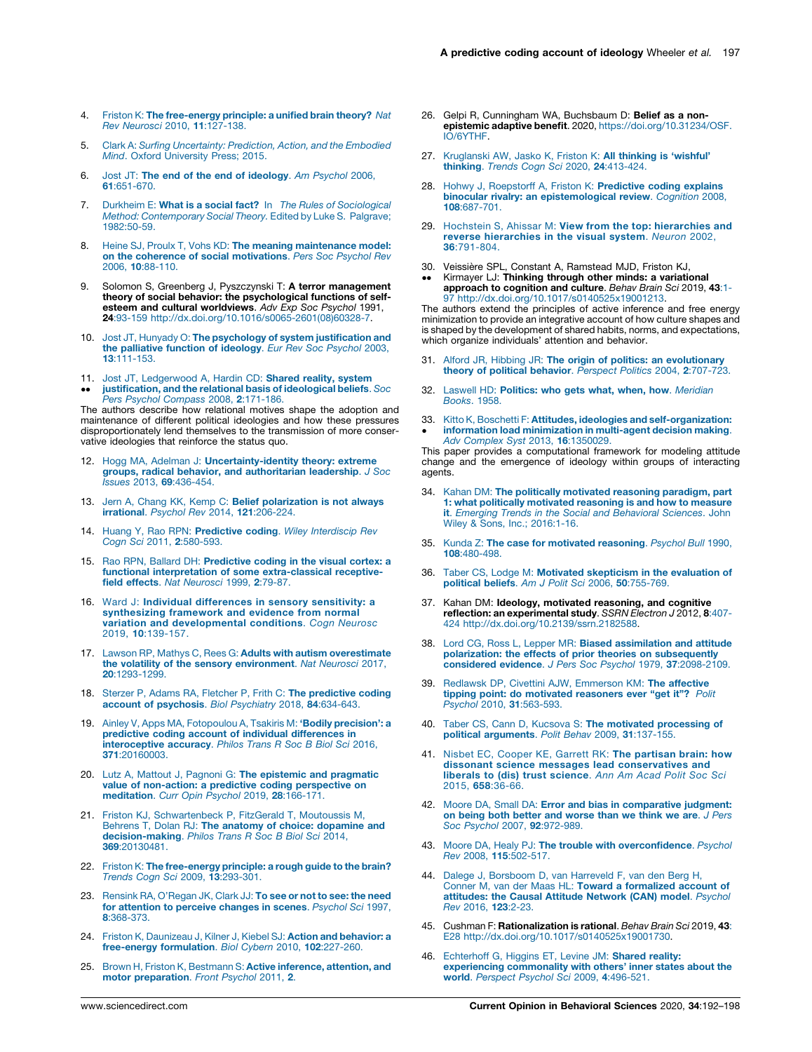4. Friston K: **The free-energy principle: a unified brain theory?** *Nat Rev Neurosci* 2010, **11**:127-138.

5. Clark A: *Surfing Uncertainty: Prediction, Action, and the Embodied Mind*. Oxford University Press; 2015.

6. Jost JT: **The end of the end of ideology**. *Am Psychol* 2006, **61**:651-670.

7. Durkheim E: **What is a social fact?** In *The Rules of Sociological Method: Contemporary Social Theory*. Edited by Luke S. Palgrave; 1982:50-59.

8. Heine SJ, Proulx T, Vohs KD: **The meaning maintenance model: on the coherence of social motivations**. *Pers Soc Psychol Rev* 2006, **10**:88-110.

9. Solomon S, Greenberg J, Pyszczynski T: **A terror management theory of social behavior: the psychological functions of self-esteem and cultural worldviews**. *Adv Exp Soc Psychol* 1991, **24**:93-159 http://dx.doi.org/10.1016/s0065-2601(08)60328-7.

10. Jost JT, Hunyady O: **The psychology of system justification and the palliative function of ideology**. *Eur Rev Soc Psychol* 2003, **13**:111-153.

11. •• Jost JT, Ledgerwood A, Hardin CD: **Shared reality, system justification, and the relational basis of ideological beliefs**. *Soc Pers Psychol Compass* 2008, **2**:171-186.
The authors describe how relational motives shape the adoption and maintenance of different political ideologies and how these pressures disproportionately lend themselves to the transmission of more conservative ideologies that reinforce the status quo.

12. Hogg MA, Adelman J: **Uncertainty-identity theory: extreme groups, radical behavior, and authoritarian leadership**. *J Soc Issues* 2013, **69**:436-454.

13. Jern A, Chang KK, Kemp C: **Belief polarization is not always irrational**. *Psychol Rev* 2014, **121**:206-224.

14. Huang Y, Rao RPN: **Predictive coding**. *Wiley Interdiscip Rev Cogn Sci* 2011, **2**:580-593.

15. Rao RPN, Ballard DH: **Predictive coding in the visual cortex: a functional interpretation of some extra-classical receptive-field effects**. *Nat Neurosci* 1999, **2**:79-87.

16. Ward J: **Individual differences in sensory sensitivity: a synthesizing framework and evidence from normal variation and developmental conditions**. *Cogn Neurosc* 2019, **10**:139-157.

17. Lawson RP, Mathys C, Rees G: **Adults with autism overestimate the volatility of the sensory environment**. *Nat Neurosci* 2017, **20**:1293-1299.

18. Sterzer P, Adams RA, Fletcher P, Frith C: **The predictive coding account of psychosis**. *Biol Psychiatry* 2018, **84**:634-643.

19. Ainley V, Apps MA, Fotopoulou A, Tsakiris M: **'Bodily precision': a predictive coding account of individual differences in interoceptive accuracy**. *Philos Trans R Soc B Biol Sci* 2016, **371**:20160003.

20. Lutz A, Mattout J, Pagnoni G: **The epistemic and pragmatic value of non-action: a predictive coding perspective on meditation**. *Curr Opin Psychol* 2019, **28**:166-171.

21. Friston KJ, Schwartenbeck P, FitzGerald T, Moutoussis M, Behrens T, Dolan RJ: **The anatomy of choice: dopamine and decision-making**. *Philos Trans R Soc B Biol Sci* 2014, **369**:20130481.

22. Friston K: **The free-energy principle: a rough guide to the brain?** *Trends Cogn Sci* 2009, **13**:293-301.

23. Rensink RA, O'Regan JK, Clark JJ: **To see or not to see: the need for attention to perceive changes in scenes**. *Psychol Sci* 1997, **8**:368-373.

24. Friston K, Daunizeau J, Kilner J, Kiebel SJ: **Action and behavior: a free-energy formulation**. *Biol Cybern* 2010, **102**:227-260.

25. Brown H, Friston K, Bestmann S: **Active inference, attention, and motor preparation**. *Front Psychol* 2011, **2**.

26. Gelpi R, Cunningham WA, Buchsbaum D: **Belief as a non-epistemic adaptive benefit**. 2020, https://doi.org/10.31234/OSF.IO/6YTHF.

27. Kruglanski AW, Jasko K, Friston K: **All thinking is 'wishful' thinking**. *Trends Cogn Sci* 2020, **24**:413-424.

28. Hohwy J, Roepstorff A, Friston K: **Predictive coding explains binocular rivalry: an epistemological review**. *Cognition* 2008, **108**:687-701.

29. Hochstein S, Ahissar M: **View from the top: hierarchies and reverse hierarchies in the visual system**. *Neuron* 2002, **36**:791-804.

30. •• Veissière SPL, Constant A, Ramstead MJD, Friston KJ, Kirmayer LJ: **Thinking through other minds: a variational approach to cognition and culture**. *Behav Brain Sci* 2019, **43**:1-97 http://dx.doi.org/10.1017/s0140525x19001213.
The authors extend the principles of active inference and free energy minimization to provide an integrative account of how culture shapes and is shaped by the development of shared habits, norms, and expectations, which organize individuals' attention and behavior.

31. Alford JR, Hibbing JR: **The origin of politics: an evolutionary theory of political behavior**. *Perspect Politics* 2004, **2**:707-723.

32. Laswell HD: **Politics: who gets what, when, how**. *Meridian Books*. 1958.

33. • Kitto K, Boschetti F: **Attitudes, ideologies and self-organization: information load minimization in multi-agent decision making**. *Adv Complex Syst* 2013, **16**:1350029.
This paper provides a computational framework for modeling attitude change and the emergence of ideology within groups of interacting agents.

34. Kahan DM: **The politically motivated reasoning paradigm, part 1: what politically motivated reasoning is and how to measure it**. *Emerging Trends in the Social and Behavioral Sciences*. John Wiley & Sons, Inc.; 2016:1-16.

35. Kunda Z: **The case for motivated reasoning**. *Psychol Bull* 1990, **108**:480-498.

36. Taber CS, Lodge M: **Motivated skepticism in the evaluation of political beliefs**. *Am J Polit Sci* 2006, **50**:755-769.

37. Kahan DM: **Ideology, motivated reasoning, and cognitive reflection: an experimental study**. *SSRN Electron J* 2012, **8**:407-424 http://dx.doi.org/10.2139/ssrn.2182588.

38. Lord CG, Ross L, Lepper MR: **Biased assimilation and attitude polarization: the effects of prior theories on subsequently considered evidence**. *J Pers Soc Psychol* 1979, **37**:2098-2109.

39. Redlawsk DP, Civettini AJW, Emmerson KM: **The affective tipping point: do motivated reasoners ever "get it"?** *Polit Psychol* 2010, **31**:563-593.

40. Taber CS, Cann D, Kucsova S: **The motivated processing of political arguments**. *Polit Behav* 2009, **31**:137-155.

41. Nisbet EC, Cooper KE, Garrett RK: **The partisan brain: how dissonant science messages lead conservatives and liberals to (dis) trust science**. *Ann Am Acad Polit Soc Sci* 2015, **658**:36-66.

42. Moore DA, Small DA: **Error and bias in comparative judgment: on being both better and worse than we think we are**. *J Pers Soc Psychol* 2007, **92**:972-989.

43. Moore DA, Healy PJ: **The trouble with overconfidence**. *Psychol Rev* 2008, **115**:502-517.

44. Dalege J, Borsboom D, van Harreveld F, van den Berg H, Conner M, van der Maas HL: **Toward a formalized account of attitudes: the Causal Attitude Network (CAN) model**. *Psychol Rev* 2016, **123**:2-23.

45. Cushman F: **Rationalization is rational**. *Behav Brain Sci* 2019, **43**: E28 http://dx.doi.org/10.1017/s0140525x19001730.

46. Echterhoff G, Higgins ET, Levine JM: **Shared reality: experiencing commonality with others' inner states about the world**. *Perspect Psychol Sci* 2009, **4**:496-521.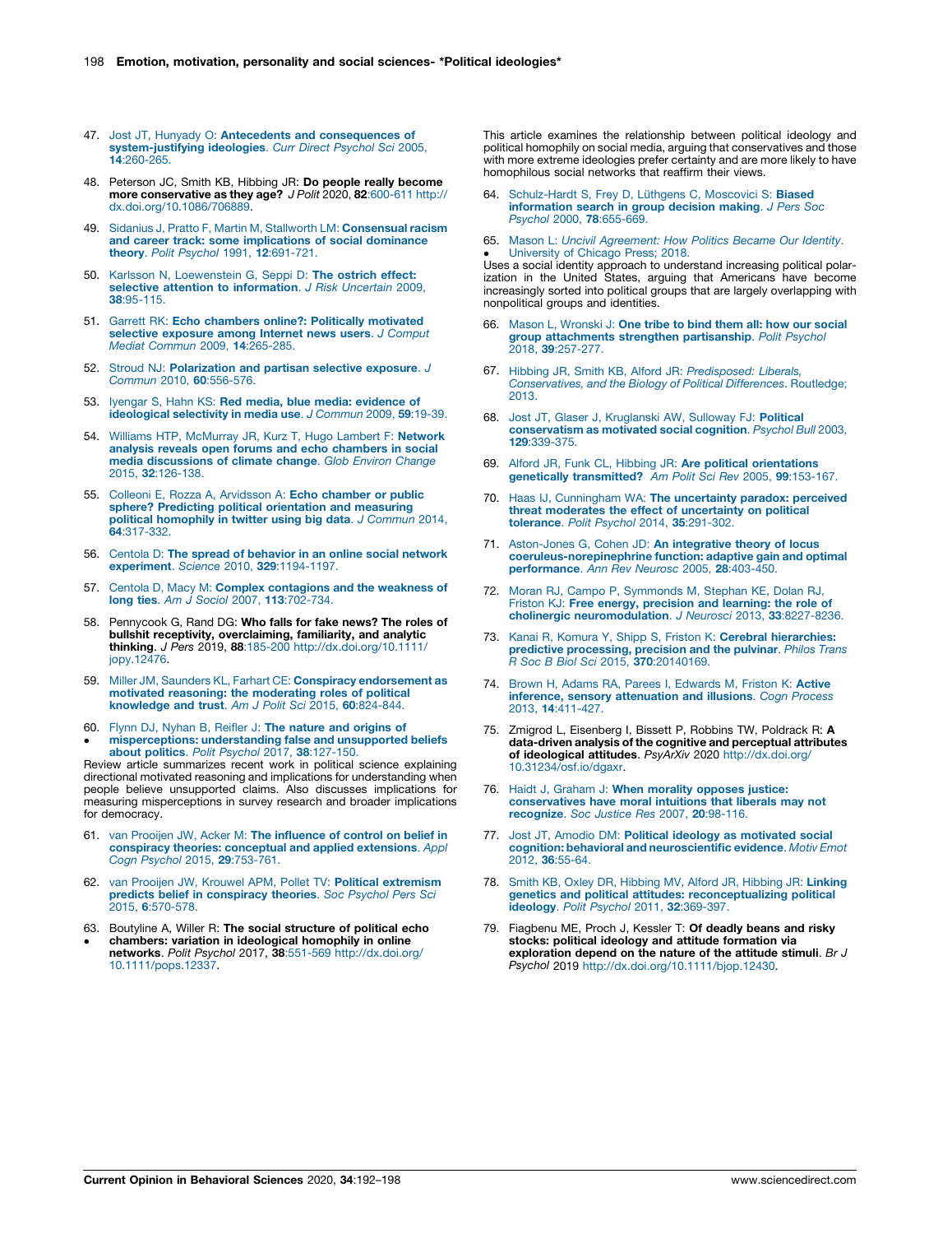47. Jost JT, Hunyady O: **Antecedents and consequences of system-justifying ideologies**. *Curr Direct Psychol Sci* 2005, **14**:260-265.

48. Peterson JC, Smith KB, Hibbing JR: **Do people really become more conservative as they age?** *J Polit* 2020, **82**:600-611 http://dx.doi.org/10.1086/706889.

49. Sidanius J, Pratto F, Martin M, Stallworth LM: **Consensual racism and career track: some implications of social dominance theory**. *Polit Psychol* 1991, **12**:691-721.

50. Karlsson N, Loewenstein G, Seppi D: **The ostrich effect: selective attention to information**. *J Risk Uncertain* 2009, **38**:95-115.

51. Garrett RK: **Echo chambers online?: Politically motivated selective exposure among Internet news users**. *J Comput Mediat Commun* 2009, **14**:265-285.

52. Stroud NJ: **Polarization and partisan selective exposure**. *J Commun* 2010, **60**:556-576.

53. Iyengar S, Hahn KS: **Red media, blue media: evidence of ideological selectivity in media use**. *J Commun* 2009, **59**:19-39.

54. Williams HTP, McMurray JR, Kurz T, Hugo Lambert F: **Network analysis reveals open forums and echo chambers in social media discussions of climate change**. *Glob Environ Change* 2015, **32**:126-138.

55. Colleoni E, Rozza A, Arvidsson A: **Echo chamber or public sphere? Predicting political orientation and measuring political homophily in twitter using big data**. *J Commun* 2014, **64**:317-332.

56. Centola D: **The spread of behavior in an online social network experiment**. *Science* 2010, **329**:1194-1197.

57. Centola D, Macy M: **Complex contagions and the weakness of long ties**. *Am J Sociol* 2007, **113**:702-734.

58. Pennycook G, Rand DG: **Who falls for fake news? The roles of bullshit receptivity, overclaiming, familiarity, and analytic thinking**. *J Pers* 2019, **88**:185-200 http://dx.doi.org/10.1111/jopy.12476.

59. Miller JM, Saunders KL, Farhart CE: **Conspiracy endorsement as motivated reasoning: the moderating roles of political knowledge and trust**. *Am J Polit Sci* 2015, **60**:824-844.

60. • Flynn DJ, Nyhan B, Reifler J: **The nature and origins of misperceptions: understanding false and unsupported beliefs about politics**. *Polit Psychol* 2017, **38**:127-150.
Review article summarizes recent work in political science explaining directional motivated reasoning and implications for understanding when people believe unsupported claims. Also discusses implications for measuring misperceptions in survey research and broader implications for democracy.

61. van Prooijen JW, Acker M: **The influence of control on belief in conspiracy theories: conceptual and applied extensions**. *Appl Cogn Psychol* 2015, **29**:753-761.

62. van Prooijen JW, Krouwel APM, Pollet TV: **Political extremism predicts belief in conspiracy theories**. *Soc Psychol Pers Sci* 2015, **6**:570-578.

63. • Boutyline A, Willer R: **The social structure of political echo chambers: variation in ideological homophily in online networks**. *Polit Psychol* 2017, **38**:551-569 http://dx.doi.org/10.1111/pops.12337.
This article examines the relationship between political ideology and political homophily on social media, arguing that conservatives and those with more extreme ideologies prefer certainty and are more likely to have homophilous social networks that reaffirm their views.

64. Schulz-Hardt S, Frey D, Lüthgens C, Moscovici S: **Biased information search in group decision making**. *J Pers Soc Psychol* 2000, **78**:655-669.

65. • Mason L: *Uncivil Agreement: How Politics Became Our Identity*. University of Chicago Press; 2018.
Uses a social identity approach to understand increasing political polarization in the United States, arguing that Americans have become increasingly sorted into political groups that are largely overlapping with nonpolitical groups and identities.

66. Mason L, Wronski J: **One tribe to bind them all: how our social group attachments strengthen partisanship**. *Polit Psychol* 2018, **39**:257-277.

67. Hibbing JR, Smith KB, Alford JR: *Predisposed: Liberals, Conservatives, and the Biology of Political Differences*. Routledge; 2013.

68. Jost JT, Glaser J, Kruglanski AW, Sulloway FJ: **Political conservatism as motivated social cognition**. *Psychol Bull* 2003, **129**:339-375.

69. Alford JR, Funk CL, Hibbing JR: **Are political orientations genetically transmitted?** *Am Polit Sci Rev* 2005, **99**:153-167.

70. Haas IJ, Cunningham WA: **The uncertainty paradox: perceived threat moderates the effect of uncertainty on political tolerance**. *Polit Psychol* 2014, **35**:291-302.

71. Aston-Jones G, Cohen JD: **An integrative theory of locus coeruleus-norepinephrine function: adaptive gain and optimal performance**. *Ann Rev Neurosc* 2005, **28**:403-450.

72. Moran RJ, Campo P, Symmonds M, Stephan KE, Dolan RJ, Friston KJ: **Free energy, precision and learning: the role of cholinergic neuromodulation**. *J Neurosci* 2013, **33**:8227-8236.

73. Kanai R, Komura Y, Shipp S, Friston K: **Cerebral hierarchies: predictive processing, precision and the pulvinar**. *Philos Trans R Soc B Biol Sci* 2015, **370**:20140169.

74. Brown H, Adams RA, Parees I, Edwards M, Friston K: **Active inference, sensory attenuation and illusions**. *Cogn Process* 2013, **14**:411-427.

75. Zmigrod L, Eisenberg I, Bissett P, Robbins TW, Poldrack R: **A data-driven analysis of the cognitive and perceptual attributes of ideological attitudes**. *PsyArXiv* 2020 http://dx.doi.org/10.31234/osf.io/dgaxr.

76. Haidt J, Graham J: **When morality opposes justice: conservatives have moral intuitions that liberals may not recognize**. *Soc Justice Res* 2007, **20**:98-116.

77. Jost JT, Amodio DM: **Political ideology as motivated social cognition: behavioral and neuroscientific evidence**. *Motiv Emot* 2012, **36**:55-64.

78. Smith KB, Oxley DR, Hibbing MV, Alford JR, Hibbing JR: **Linking genetics and political attitudes: reconceptualizing political ideology**. *Polit Psychol* 2011, **32**:369-397.

79. Fiagbenu ME, Proch J, Kessler T: **Of deadly beans and risky stocks: political ideology and attitude formation via exploration depend on the nature of the attitude stimuli**. *Br J Psychol* 2019 http://dx.doi.org/10.1111/bjop.12430.